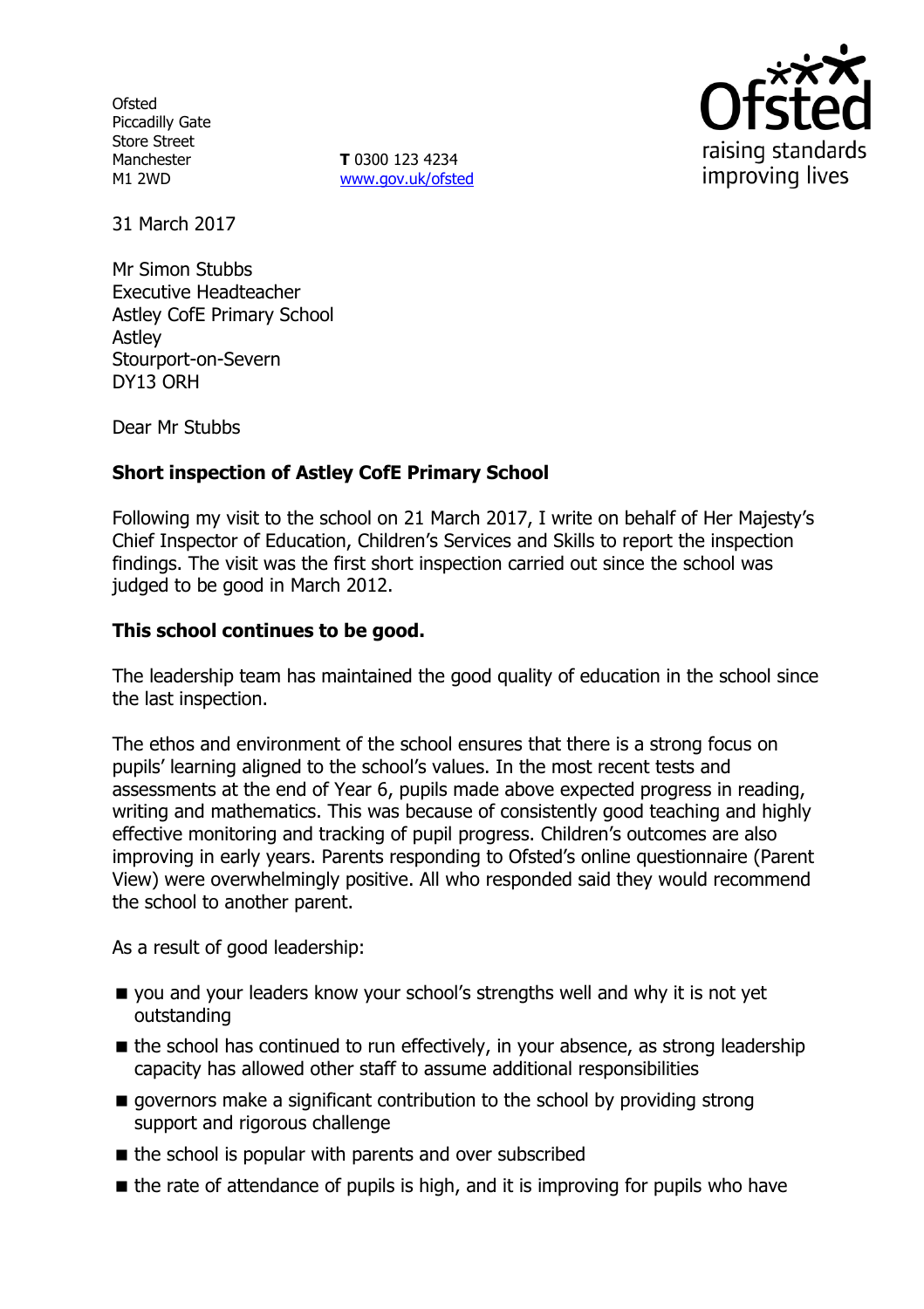Ofsted
Piccadilly Gate
Store Street
Manchester
M1 2WD

**T** 0300 123 4234
www.gov.uk/ofsted

raising standards improving lives

31 March 2017

Mr Simon Stubbs
Executive Headteacher
Astley CofE Primary School
Astley
Stourport-on-Severn
DY13 ORH

Dear Mr Stubbs

**Short inspection of Astley CofE Primary School**

Following my visit to the school on 21 March 2017, I write on behalf of Her Majesty's Chief Inspector of Education, Children's Services and Skills to report the inspection findings. The visit was the first short inspection carried out since the school was judged to be good in March 2012.

**This school continues to be good.**

The leadership team has maintained the good quality of education in the school since the last inspection.

The ethos and environment of the school ensures that there is a strong focus on pupils' learning aligned to the school's values. In the most recent tests and assessments at the end of Year 6, pupils made above expected progress in reading, writing and mathematics. This was because of consistently good teaching and highly effective monitoring and tracking of pupil progress. Children's outcomes are also improving in early years. Parents responding to Ofsted's online questionnaire (Parent View) were overwhelmingly positive. All who responded said they would recommend the school to another parent.

As a result of good leadership:

- you and your leaders know your school's strengths well and why it is not yet outstanding
- the school has continued to run effectively, in your absence, as strong leadership capacity has allowed other staff to assume additional responsibilities
- governors make a significant contribution to the school by providing strong support and rigorous challenge
- the school is popular with parents and over subscribed
- the rate of attendance of pupils is high, and it is improving for pupils who have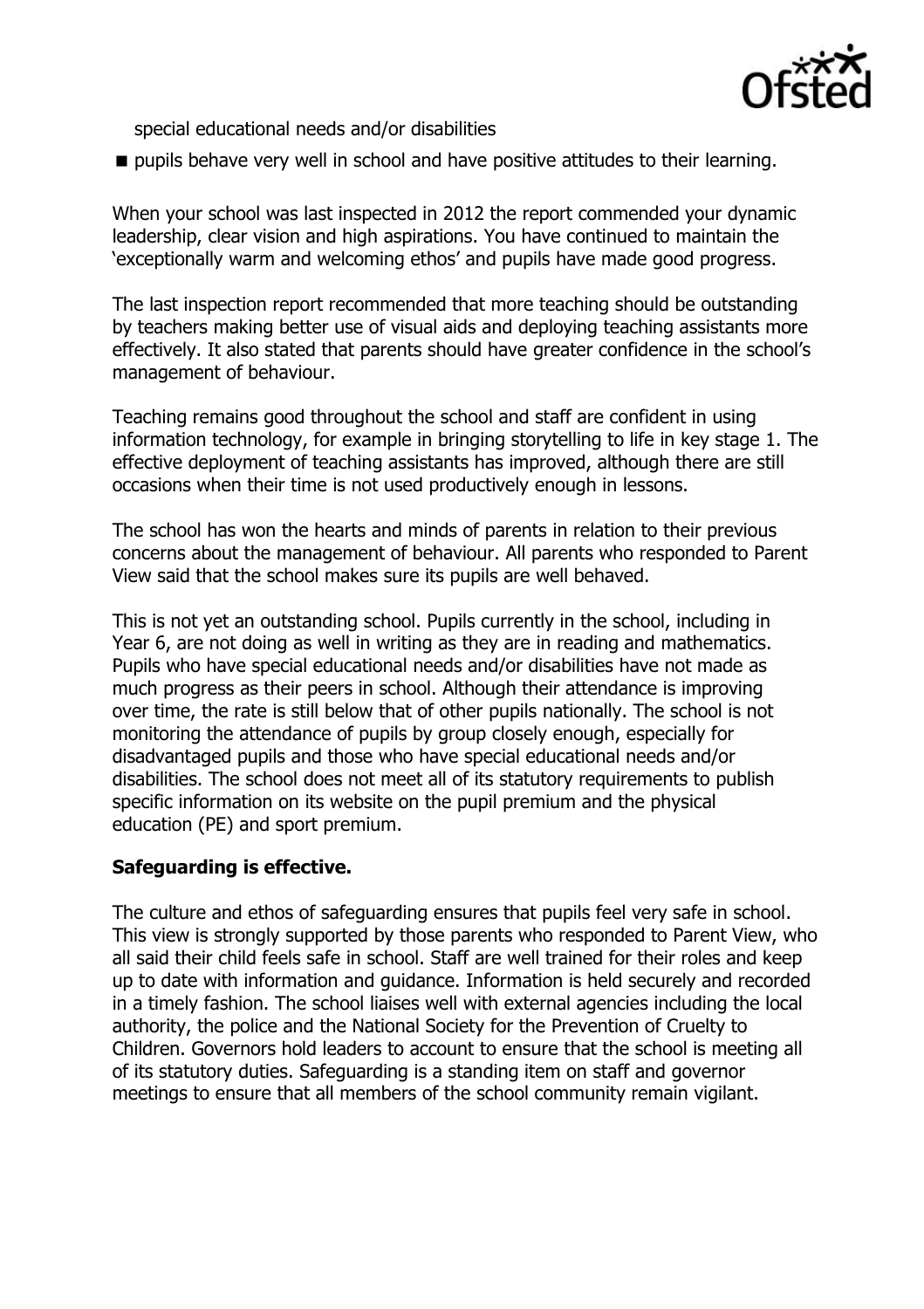special educational needs and/or disabilities

- pupils behave very well in school and have positive attitudes to their learning.

When your school was last inspected in 2012 the report commended your dynamic leadership, clear vision and high aspirations. You have continued to maintain the 'exceptionally warm and welcoming ethos' and pupils have made good progress.

The last inspection report recommended that more teaching should be outstanding by teachers making better use of visual aids and deploying teaching assistants more effectively. It also stated that parents should have greater confidence in the school's management of behaviour.

Teaching remains good throughout the school and staff are confident in using information technology, for example in bringing storytelling to life in key stage 1. The effective deployment of teaching assistants has improved, although there are still occasions when their time is not used productively enough in lessons.

The school has won the hearts and minds of parents in relation to their previous concerns about the management of behaviour. All parents who responded to Parent View said that the school makes sure its pupils are well behaved.

This is not yet an outstanding school. Pupils currently in the school, including in Year 6, are not doing as well in writing as they are in reading and mathematics. Pupils who have special educational needs and/or disabilities have not made as much progress as their peers in school. Although their attendance is improving over time, the rate is still below that of other pupils nationally. The school is not monitoring the attendance of pupils by group closely enough, especially for disadvantaged pupils and those who have special educational needs and/or disabilities. The school does not meet all of its statutory requirements to publish specific information on its website on the pupil premium and the physical education (PE) and sport premium.

**Safeguarding is effective.**

The culture and ethos of safeguarding ensures that pupils feel very safe in school. This view is strongly supported by those parents who responded to Parent View, who all said their child feels safe in school. Staff are well trained for their roles and keep up to date with information and guidance. Information is held securely and recorded in a timely fashion. The school liaises well with external agencies including the local authority, the police and the National Society for the Prevention of Cruelty to Children. Governors hold leaders to account to ensure that the school is meeting all of its statutory duties. Safeguarding is a standing item on staff and governor meetings to ensure that all members of the school community remain vigilant.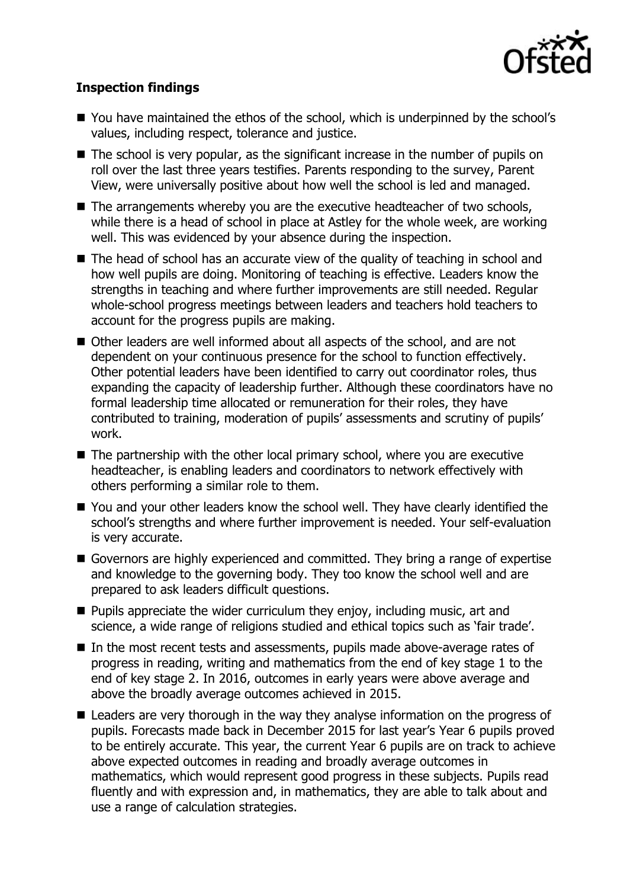**Inspection findings**

- You have maintained the ethos of the school, which is underpinned by the school's values, including respect, tolerance and justice.
- The school is very popular, as the significant increase in the number of pupils on roll over the last three years testifies. Parents responding to the survey, Parent View, were universally positive about how well the school is led and managed.
- The arrangements whereby you are the executive headteacher of two schools, while there is a head of school in place at Astley for the whole week, are working well. This was evidenced by your absence during the inspection.
- The head of school has an accurate view of the quality of teaching in school and how well pupils are doing. Monitoring of teaching is effective. Leaders know the strengths in teaching and where further improvements are still needed. Regular whole-school progress meetings between leaders and teachers hold teachers to account for the progress pupils are making.
- Other leaders are well informed about all aspects of the school, and are not dependent on your continuous presence for the school to function effectively. Other potential leaders have been identified to carry out coordinator roles, thus expanding the capacity of leadership further. Although these coordinators have no formal leadership time allocated or remuneration for their roles, they have contributed to training, moderation of pupils' assessments and scrutiny of pupils' work.
- The partnership with the other local primary school, where you are executive headteacher, is enabling leaders and coordinators to network effectively with others performing a similar role to them.
- You and your other leaders know the school well. They have clearly identified the school's strengths and where further improvement is needed. Your self-evaluation is very accurate.
- Governors are highly experienced and committed. They bring a range of expertise and knowledge to the governing body. They too know the school well and are prepared to ask leaders difficult questions.
- Pupils appreciate the wider curriculum they enjoy, including music, art and science, a wide range of religions studied and ethical topics such as 'fair trade'.
- In the most recent tests and assessments, pupils made above-average rates of progress in reading, writing and mathematics from the end of key stage 1 to the end of key stage 2. In 2016, outcomes in early years were above average and above the broadly average outcomes achieved in 2015.
- Leaders are very thorough in the way they analyse information on the progress of pupils. Forecasts made back in December 2015 for last year's Year 6 pupils proved to be entirely accurate. This year, the current Year 6 pupils are on track to achieve above expected outcomes in reading and broadly average outcomes in mathematics, which would represent good progress in these subjects. Pupils read fluently and with expression and, in mathematics, they are able to talk about and use a range of calculation strategies.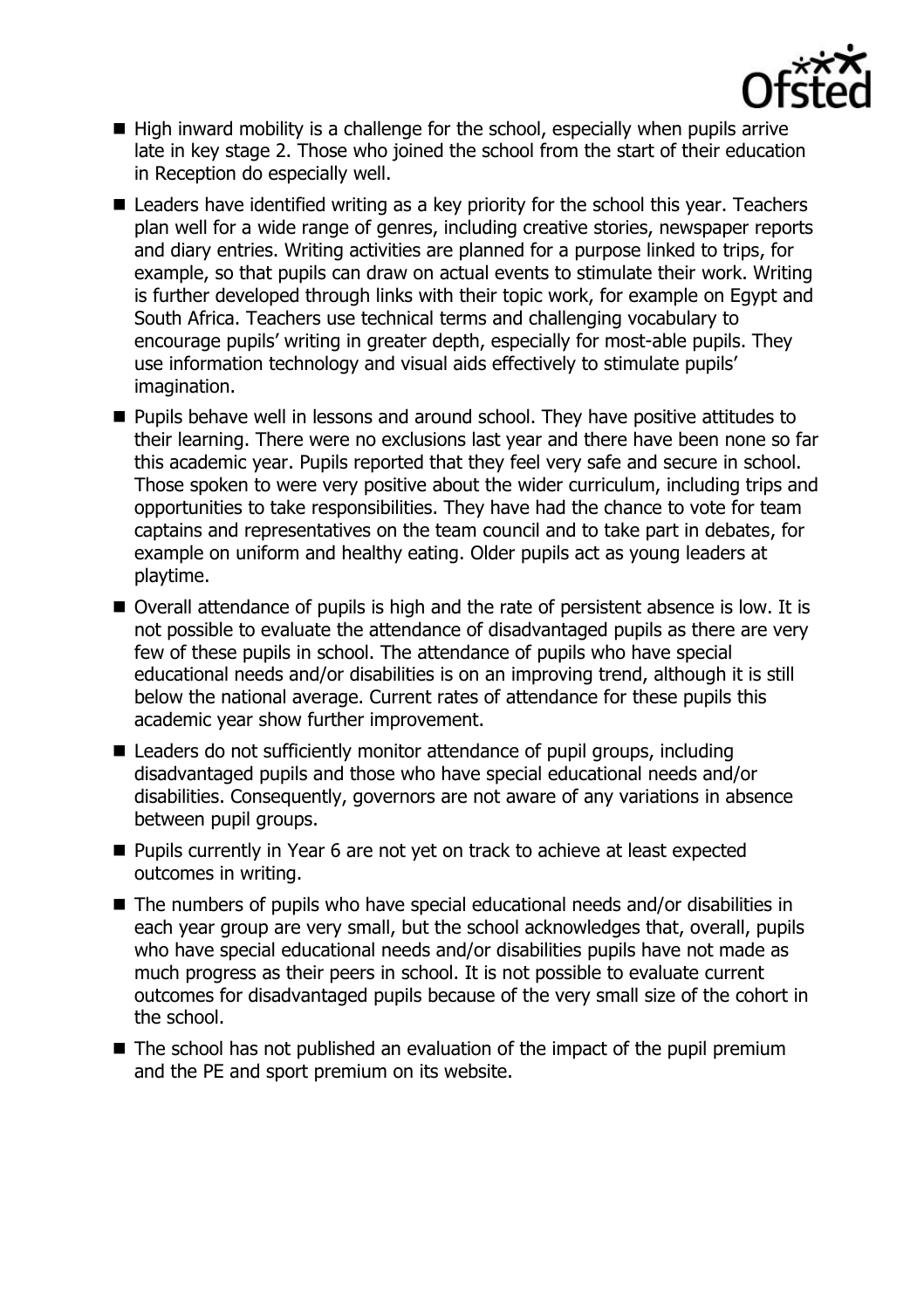- High inward mobility is a challenge for the school, especially when pupils arrive late in key stage 2. Those who joined the school from the start of their education in Reception do especially well.
- Leaders have identified writing as a key priority for the school this year. Teachers plan well for a wide range of genres, including creative stories, newspaper reports and diary entries. Writing activities are planned for a purpose linked to trips, for example, so that pupils can draw on actual events to stimulate their work. Writing is further developed through links with their topic work, for example on Egypt and South Africa. Teachers use technical terms and challenging vocabulary to encourage pupils' writing in greater depth, especially for most-able pupils. They use information technology and visual aids effectively to stimulate pupils' imagination.
- Pupils behave well in lessons and around school. They have positive attitudes to their learning. There were no exclusions last year and there have been none so far this academic year. Pupils reported that they feel very safe and secure in school. Those spoken to were very positive about the wider curriculum, including trips and opportunities to take responsibilities. They have had the chance to vote for team captains and representatives on the team council and to take part in debates, for example on uniform and healthy eating. Older pupils act as young leaders at playtime.
- Overall attendance of pupils is high and the rate of persistent absence is low. It is not possible to evaluate the attendance of disadvantaged pupils as there are very few of these pupils in school. The attendance of pupils who have special educational needs and/or disabilities is on an improving trend, although it is still below the national average. Current rates of attendance for these pupils this academic year show further improvement.
- Leaders do not sufficiently monitor attendance of pupil groups, including disadvantaged pupils and those who have special educational needs and/or disabilities. Consequently, governors are not aware of any variations in absence between pupil groups.
- Pupils currently in Year 6 are not yet on track to achieve at least expected outcomes in writing.
- The numbers of pupils who have special educational needs and/or disabilities in each year group are very small, but the school acknowledges that, overall, pupils who have special educational needs and/or disabilities pupils have not made as much progress as their peers in school. It is not possible to evaluate current outcomes for disadvantaged pupils because of the very small size of the cohort in the school.
- The school has not published an evaluation of the impact of the pupil premium and the PE and sport premium on its website.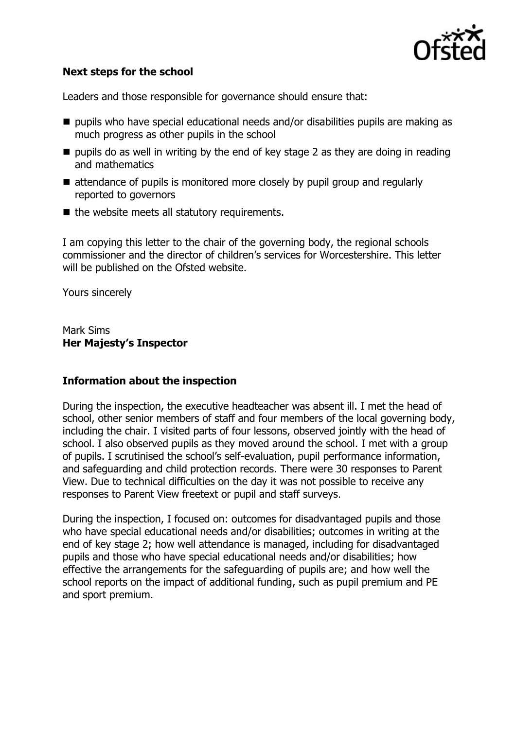**Next steps for the school**

Leaders and those responsible for governance should ensure that:

- pupils who have special educational needs and/or disabilities pupils are making as much progress as other pupils in the school
- pupils do as well in writing by the end of key stage 2 as they are doing in reading and mathematics
- attendance of pupils is monitored more closely by pupil group and regularly reported to governors
- the website meets all statutory requirements.

I am copying this letter to the chair of the governing body, the regional schools commissioner and the director of children's services for Worcestershire. This letter will be published on the Ofsted website.

Yours sincerely

Mark Sims
**Her Majesty's Inspector**

## Information about the inspection

During the inspection, the executive headteacher was absent ill. I met the head of school, other senior members of staff and four members of the local governing body, including the chair. I visited parts of four lessons, observed jointly with the head of school. I also observed pupils as they moved around the school. I met with a group of pupils. I scrutinised the school's self-evaluation, pupil performance information, and safeguarding and child protection records. There were 30 responses to Parent View. Due to technical difficulties on the day it was not possible to receive any responses to Parent View freetext or pupil and staff surveys.

During the inspection, I focused on: outcomes for disadvantaged pupils and those who have special educational needs and/or disabilities; outcomes in writing at the end of key stage 2; how well attendance is managed, including for disadvantaged pupils and those who have special educational needs and/or disabilities; how effective the arrangements for the safeguarding of pupils are; and how well the school reports on the impact of additional funding, such as pupil premium and PE and sport premium.